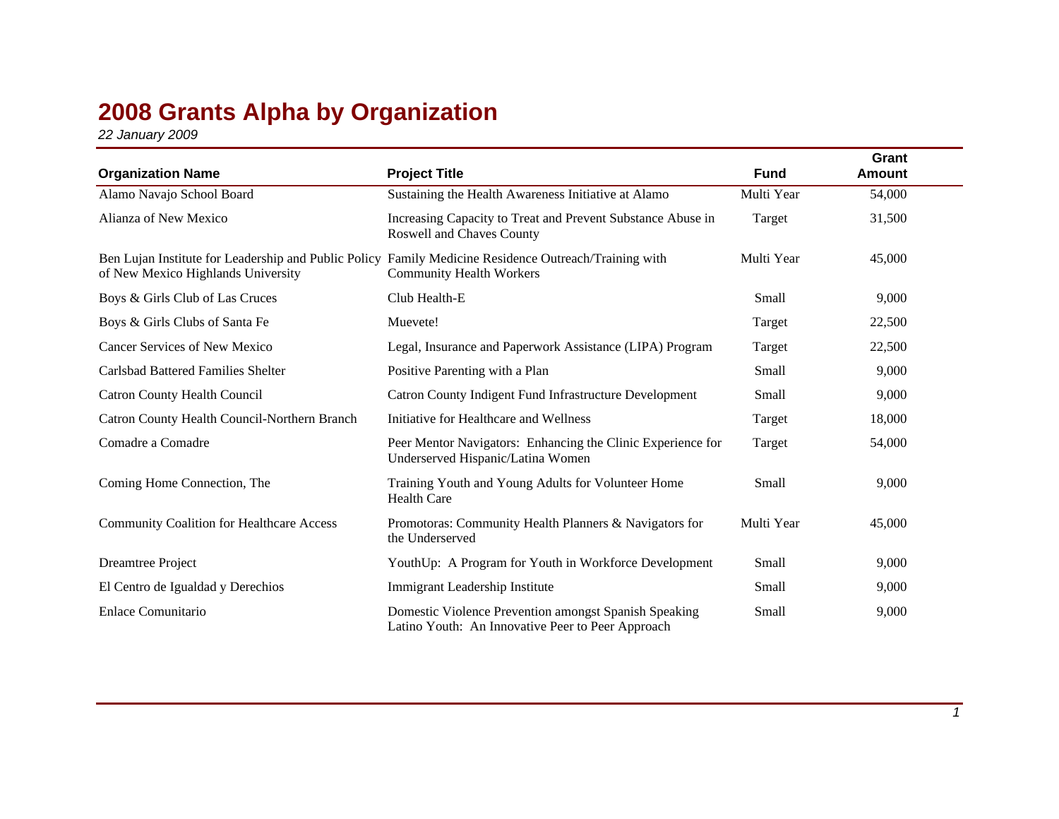# 2008 Grants Alpha by Organization

*22 January 2009*

| Organization Name | Project Title | Fund | Grant Amount |
|---|---|---|---|
| Alamo Navajo School Board | Sustaining the Health Awareness Initiative at Alamo | Multi Year | 54,000 |
| Alianza of New Mexico | Increasing Capacity to Treat and Prevent Substance Abuse in Roswell and Chaves County | Target | 31,500 |
| Ben Lujan Institute for Leadership and Public Policy of New Mexico Highlands University | Family Medicine Residence Outreach/Training with Community Health Workers | Multi Year | 45,000 |
| Boys & Girls Club of Las Cruces | Club Health-E | Small | 9,000 |
| Boys & Girls Clubs of Santa Fe | Muevete! | Target | 22,500 |
| Cancer Services of New Mexico | Legal, Insurance and Paperwork Assistance (LIPA) Program | Target | 22,500 |
| Carlsbad Battered Families Shelter | Positive Parenting with a Plan | Small | 9,000 |
| Catron County Health Council | Catron County Indigent Fund Infrastructure Development | Small | 9,000 |
| Catron County Health Council-Northern Branch | Initiative for Healthcare and Wellness | Target | 18,000 |
| Comadre a Comadre | Peer Mentor Navigators: Enhancing the Clinic Experience for Underserved Hispanic/Latina Women | Target | 54,000 |
| Coming Home Connection, The | Training Youth and Young Adults for Volunteer Home Health Care | Small | 9,000 |
| Community Coalition for Healthcare Access | Promotoras: Community Health Planners & Navigators for the Underserved | Multi Year | 45,000 |
| Dreamtree Project | YouthUp: A Program for Youth in Workforce Development | Small | 9,000 |
| El Centro de Igualdad y Derechios | Immigrant Leadership Institute | Small | 9,000 |
| Enlace Comunitario | Domestic Violence Prevention amongst Spanish Speaking Latino Youth: An Innovative Peer to Peer Approach | Small | 9,000 |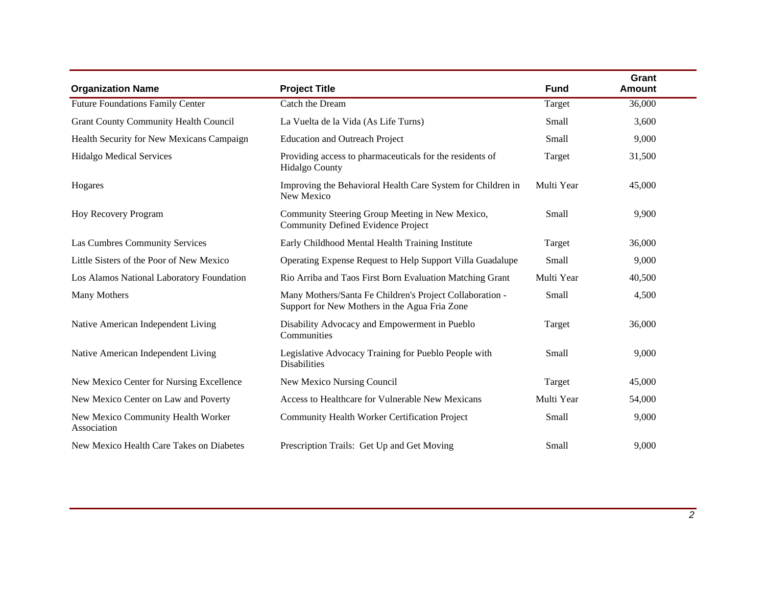| Organization Name | Project Title | Fund | Grant Amount |
| --- | --- | --- | --- |
| Future Foundations Family Center | Catch the Dream | Target | 36,000 |
| Grant County Community Health Council | La Vuelta de la Vida (As Life Turns) | Small | 3,600 |
| Health Security for New Mexicans Campaign | Education and Outreach Project | Small | 9,000 |
| Hidalgo Medical Services | Providing access to pharmaceuticals for the residents of Hidalgo County | Target | 31,500 |
| Hogares | Improving the Behavioral Health Care System for Children in New Mexico | Multi Year | 45,000 |
| Hoy Recovery Program | Community Steering Group Meeting in New Mexico, Community Defined Evidence Project | Small | 9,900 |
| Las Cumbres Community Services | Early Childhood Mental Health Training Institute | Target | 36,000 |
| Little Sisters of the Poor of New Mexico | Operating Expense Request to Help Support Villa Guadalupe | Small | 9,000 |
| Los Alamos National Laboratory Foundation | Rio Arriba and Taos First Born Evaluation Matching Grant | Multi Year | 40,500 |
| Many Mothers | Many Mothers/Santa Fe Children's Project Collaboration - Support for New Mothers in the Agua Fria Zone | Small | 4,500 |
| Native American Independent Living | Disability Advocacy and Empowerment in Pueblo Communities | Target | 36,000 |
| Native American Independent Living | Legislative Advocacy Training for Pueblo People with Disabilities | Small | 9,000 |
| New Mexico Center for Nursing Excellence | New Mexico Nursing Council | Target | 45,000 |
| New Mexico Center on Law and Poverty | Access to Healthcare for Vulnerable New Mexicans | Multi Year | 54,000 |
| New Mexico Community Health Worker Association | Community Health Worker Certification Project | Small | 9,000 |
| New Mexico Health Care Takes on Diabetes | Prescription Trails: Get Up and Get Moving | Small | 9,000 |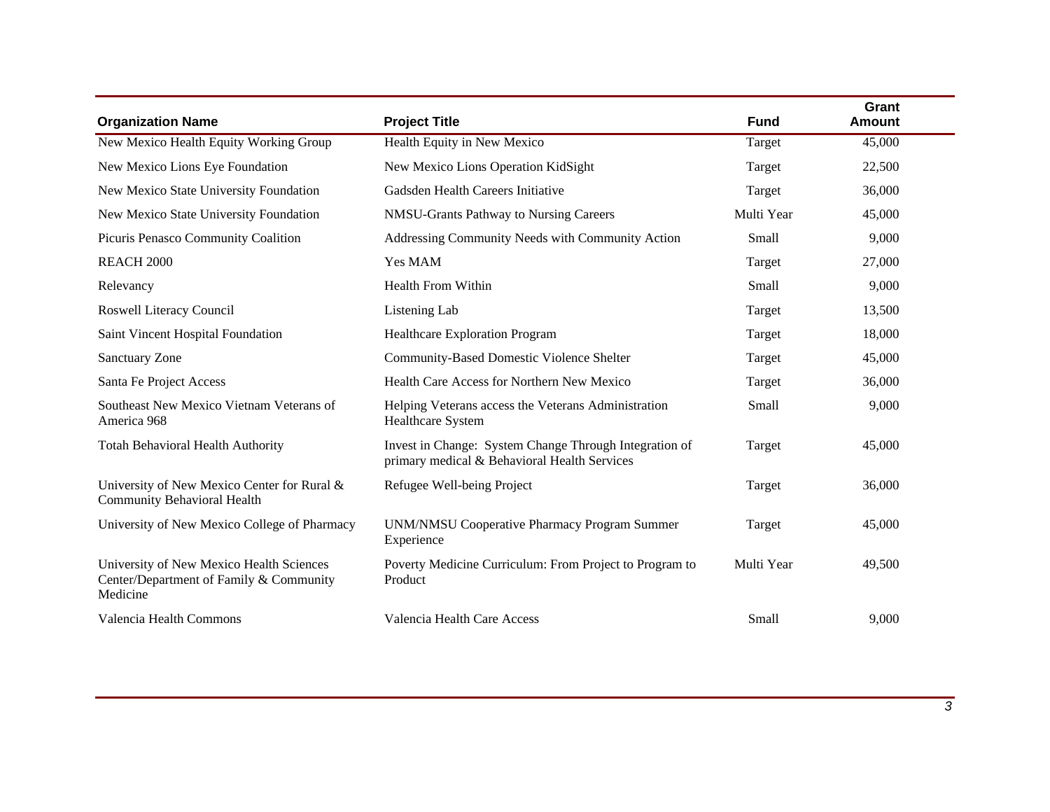| Organization Name | Project Title | Fund | Grant Amount |
|---|---|---|---|
| New Mexico Health Equity Working Group | Health Equity in New Mexico | Target | 45,000 |
| New Mexico Lions Eye Foundation | New Mexico Lions Operation KidSight | Target | 22,500 |
| New Mexico State University Foundation | Gadsden Health Careers Initiative | Target | 36,000 |
| New Mexico State University Foundation | NMSU-Grants Pathway to Nursing Careers | Multi Year | 45,000 |
| Picuris Penasco Community Coalition | Addressing Community Needs with Community Action | Small | 9,000 |
| REACH 2000 | Yes MAM | Target | 27,000 |
| Relevancy | Health From Within | Small | 9,000 |
| Roswell Literacy Council | Listening Lab | Target | 13,500 |
| Saint Vincent Hospital Foundation | Healthcare Exploration Program | Target | 18,000 |
| Sanctuary Zone | Community-Based Domestic Violence Shelter | Target | 45,000 |
| Santa Fe Project Access | Health Care Access for Northern New Mexico | Target | 36,000 |
| Southeast New Mexico Vietnam Veterans of America 968 | Helping Veterans access the Veterans Administration Healthcare System | Small | 9,000 |
| Totah Behavioral Health Authority | Invest in Change: System Change Through Integration of primary medical & Behavioral Health Services | Target | 45,000 |
| University of New Mexico Center for Rural & Community Behavioral Health | Refugee Well-being Project | Target | 36,000 |
| University of New Mexico College of Pharmacy | UNM/NMSU Cooperative Pharmacy Program Summer Experience | Target | 45,000 |
| University of New Mexico Health Sciences Center/Department of Family & Community Medicine | Poverty Medicine Curriculum: From Project to Program to Product | Multi Year | 49,500 |
| Valencia Health Commons | Valencia Health Care Access | Small | 9,000 |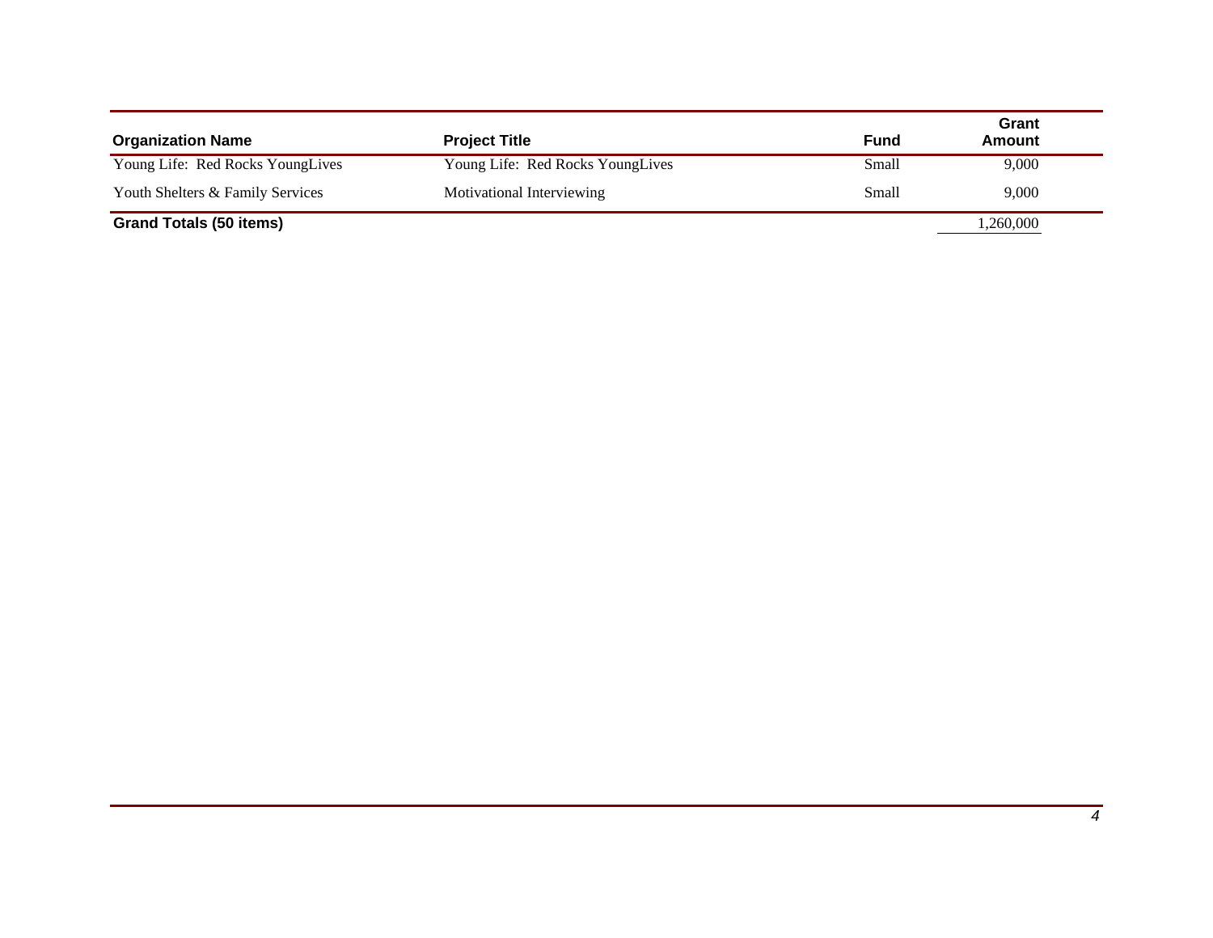| Organization Name | Project Title | Fund | Grant Amount |
|---|---|---|---|
| Young Life:  Red Rocks YoungLives | Young Life:  Red Rocks YoungLives | Small | 9,000 |
| Youth Shelters & Family Services | Motivational Interviewing | Small | 9,000 |
| **Grand Totals (50 items)** | | | 1,260,000 |